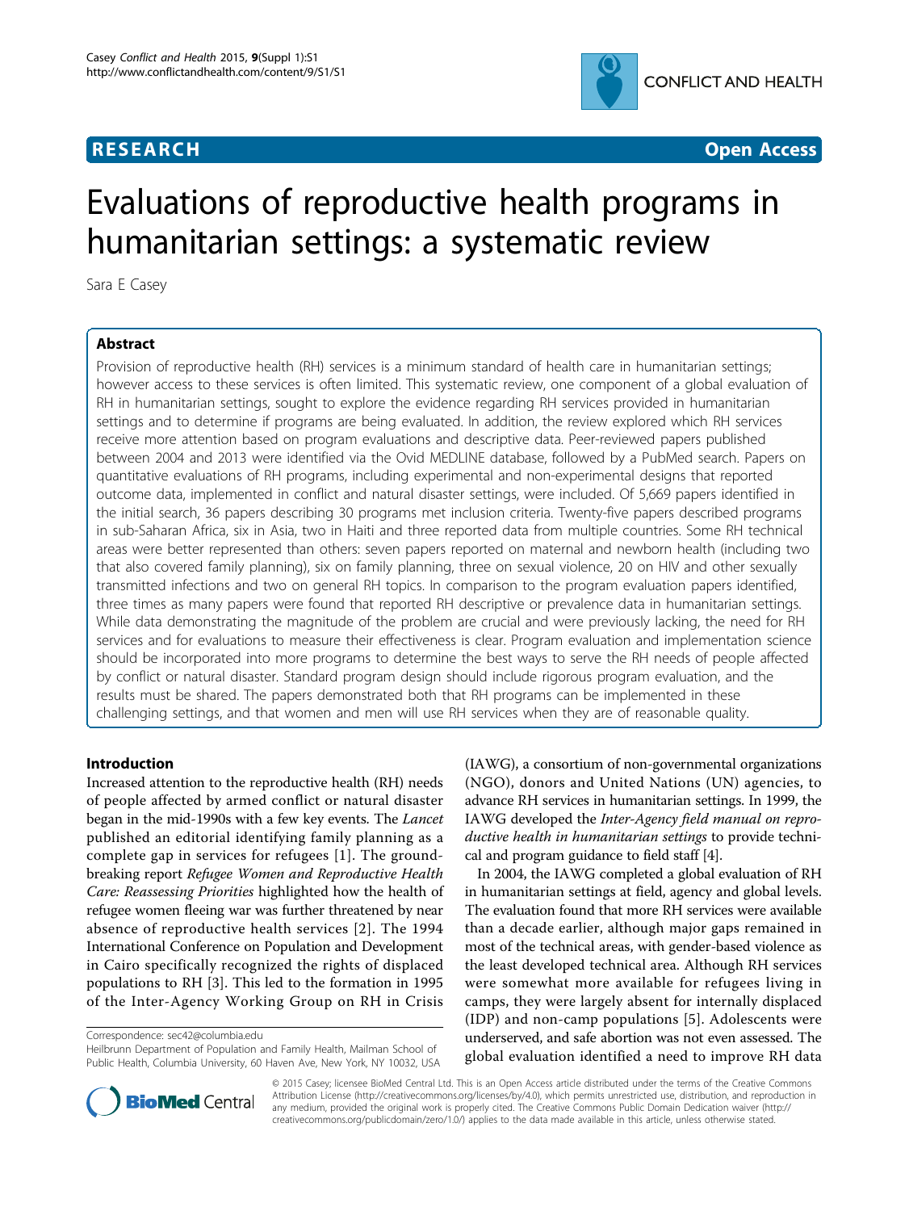**RESEARCH** **Open Access**

# Evaluations of reproductive health programs in humanitarian settings: a systematic review

Sara E Casey

## Abstract

Provision of reproductive health (RH) services is a minimum standard of health care in humanitarian settings; however access to these services is often limited. This systematic review, one component of a global evaluation of RH in humanitarian settings, sought to explore the evidence regarding RH services provided in humanitarian settings and to determine if programs are being evaluated. In addition, the review explored which RH services receive more attention based on program evaluations and descriptive data. Peer-reviewed papers published between 2004 and 2013 were identified via the Ovid MEDLINE database, followed by a PubMed search. Papers on quantitative evaluations of RH programs, including experimental and non-experimental designs that reported outcome data, implemented in conflict and natural disaster settings, were included. Of 5,669 papers identified in the initial search, 36 papers describing 30 programs met inclusion criteria. Twenty-five papers described programs in sub-Saharan Africa, six in Asia, two in Haiti and three reported data from multiple countries. Some RH technical areas were better represented than others: seven papers reported on maternal and newborn health (including two that also covered family planning), six on family planning, three on sexual violence, 20 on HIV and other sexually transmitted infections and two on general RH topics. In comparison to the program evaluation papers identified, three times as many papers were found that reported RH descriptive or prevalence data in humanitarian settings. While data demonstrating the magnitude of the problem are crucial and were previously lacking, the need for RH services and for evaluations to measure their effectiveness is clear. Program evaluation and implementation science should be incorporated into more programs to determine the best ways to serve the RH needs of people affected by conflict or natural disaster. Standard program design should include rigorous program evaluation, and the results must be shared. The papers demonstrated both that RH programs can be implemented in these challenging settings, and that women and men will use RH services when they are of reasonable quality.

## Introduction

Increased attention to the reproductive health (RH) needs of people affected by armed conflict or natural disaster began in the mid-1990s with a few key events. The *Lancet* published an editorial identifying family planning as a complete gap in services for refugees [1]. The groundbreaking report *Refugee Women and Reproductive Health Care: Reassessing Priorities* highlighted how the health of refugee women fleeing war was further threatened by near absence of reproductive health services [2]. The 1994 International Conference on Population and Development in Cairo specifically recognized the rights of displaced populations to RH [3]. This led to the formation in 1995 of the Inter-Agency Working Group on RH in Crisis (IAWG), a consortium of non-governmental organizations (NGO), donors and United Nations (UN) agencies, to advance RH services in humanitarian settings. In 1999, the IAWG developed the *Inter-Agency field manual on reproductive health in humanitarian settings* to provide technical and program guidance to field staff [4].

In 2004, the IAWG completed a global evaluation of RH in humanitarian settings at field, agency and global levels. The evaluation found that more RH services were available than a decade earlier, although major gaps remained in most of the technical areas, with gender-based violence as the least developed technical area. Although RH services were somewhat more available for refugees living in camps, they were largely absent for internally displaced (IDP) and non-camp populations [5]. Adolescents were underserved, and safe abortion was not even assessed. The global evaluation identified a need to improve RH data

Correspondence: sec42@columbia.edu
Heilbrunn Department of Population and Family Health, Mailman School of Public Health, Columbia University, 60 Haven Ave, New York, NY 10032, USA

© 2015 Casey; licensee BioMed Central Ltd. This is an Open Access article distributed under the terms of the Creative Commons Attribution License (http://creativecommons.org/licenses/by/4.0), which permits unrestricted use, distribution, and reproduction in any medium, provided the original work is properly cited. The Creative Commons Public Domain Dedication waiver (http://creativecommons.org/publicdomain/zero/1.0/) applies to the data made available in this article, unless otherwise stated.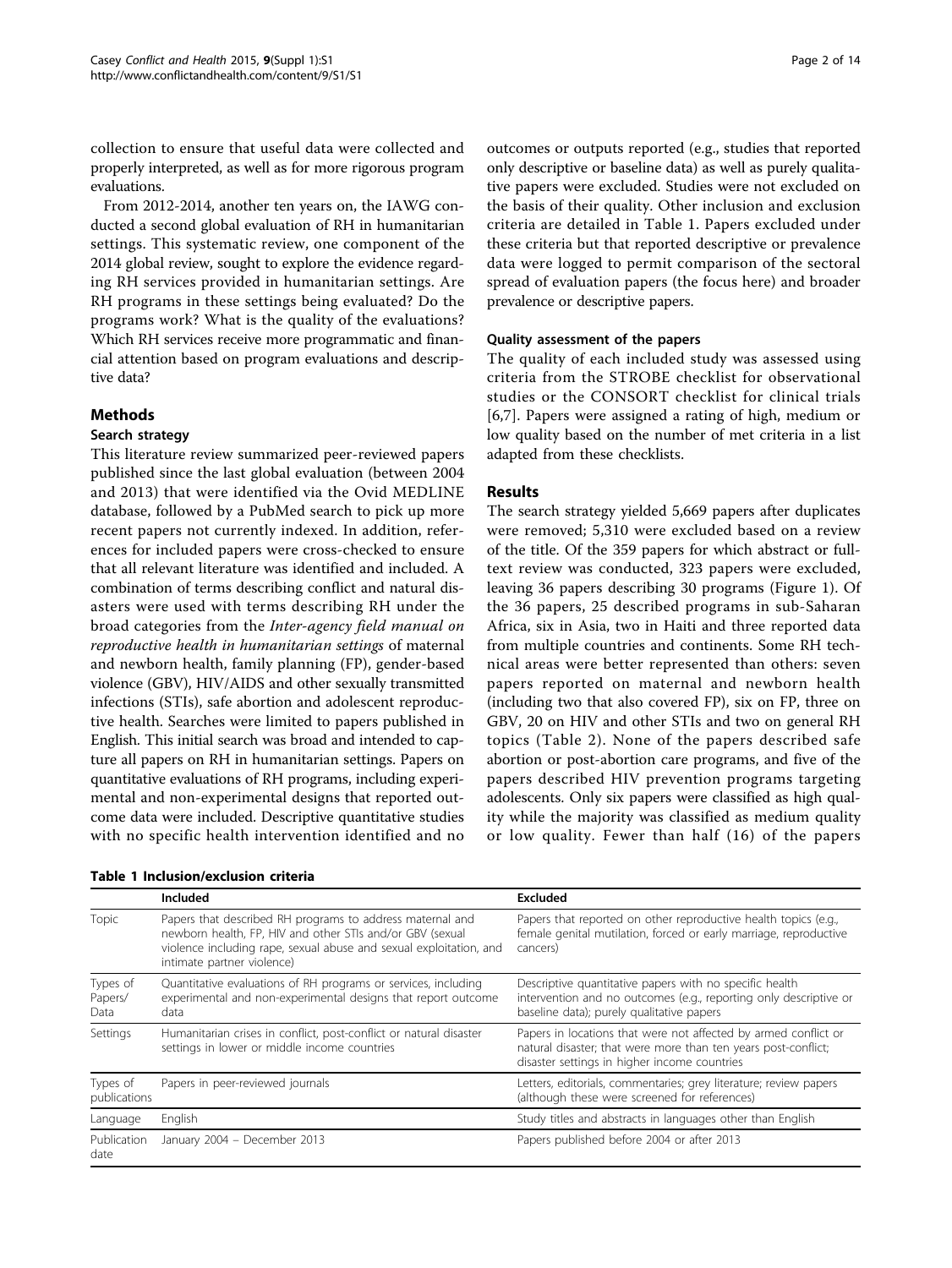collection to ensure that useful data were collected and properly interpreted, as well as for more rigorous program evaluations.

From 2012-2014, another ten years on, the IAWG conducted a second global evaluation of RH in humanitarian settings. This systematic review, one component of the 2014 global review, sought to explore the evidence regarding RH services provided in humanitarian settings. Are RH programs in these settings being evaluated? Do the programs work? What is the quality of the evaluations? Which RH services receive more programmatic and financial attention based on program evaluations and descriptive data?

## Methods

### Search strategy

This literature review summarized peer-reviewed papers published since the last global evaluation (between 2004 and 2013) that were identified via the Ovid MEDLINE database, followed by a PubMed search to pick up more recent papers not currently indexed. In addition, references for included papers were cross-checked to ensure that all relevant literature was identified and included. A combination of terms describing conflict and natural disasters were used with terms describing RH under the broad categories from the *Inter-agency field manual on reproductive health in humanitarian settings* of maternal and newborn health, family planning (FP), gender-based violence (GBV), HIV/AIDS and other sexually transmitted infections (STIs), safe abortion and adolescent reproductive health. Searches were limited to papers published in English. This initial search was broad and intended to capture all papers on RH in humanitarian settings. Papers on quantitative evaluations of RH programs, including experimental and non-experimental designs that reported outcome data were included. Descriptive quantitative studies with no specific health intervention identified and no outcomes or outputs reported (e.g., studies that reported only descriptive or baseline data) as well as purely qualitative papers were excluded. Studies were not excluded on the basis of their quality. Other inclusion and exclusion criteria are detailed in Table 1. Papers excluded under these criteria but that reported descriptive or prevalence data were logged to permit comparison of the sectoral spread of evaluation papers (the focus here) and broader prevalence or descriptive papers.

### Quality assessment of the papers

The quality of each included study was assessed using criteria from the STROBE checklist for observational studies or the CONSORT checklist for clinical trials [6,7]. Papers were assigned a rating of high, medium or low quality based on the number of met criteria in a list adapted from these checklists.

## Results

The search strategy yielded 5,669 papers after duplicates were removed; 5,310 were excluded based on a review of the title. Of the 359 papers for which abstract or full-text review was conducted, 323 papers were excluded, leaving 36 papers describing 30 programs (Figure 1). Of the 36 papers, 25 described programs in sub-Saharan Africa, six in Asia, two in Haiti and three reported data from multiple countries and continents. Some RH technical areas were better represented than others: seven papers reported on maternal and newborn health (including two that also covered FP), six on FP, three on GBV, 20 on HIV and other STIs and two on general RH topics (Table 2). None of the papers described safe abortion or post-abortion care programs, and five of the papers described HIV prevention programs targeting adolescents. Only six papers were classified as high quality while the majority was classified as medium quality or low quality. Fewer than half (16) of the papers

**Table 1 Inclusion/exclusion criteria**

| | Included | Excluded |
|---|---|---|
| Topic | Papers that described RH programs to address maternal and newborn health, FP, HIV and other STIs and/or GBV (sexual violence including rape, sexual abuse and sexual exploitation, and intimate partner violence) | Papers that reported on other reproductive health topics (e.g., female genital mutilation, forced or early marriage, reproductive cancers) |
| Types of Papers/ Data | Quantitative evaluations of RH programs or services, including experimental and non-experimental designs that report outcome data | Descriptive quantitative papers with no specific health intervention and no outcomes (e.g., reporting only descriptive or baseline data); purely qualitative papers |
| Settings | Humanitarian crises in conflict, post-conflict or natural disaster settings in lower or middle income countries | Papers in locations that were not affected by armed conflict or natural disaster; that were more than ten years post-conflict; disaster settings in higher income countries |
| Types of publications | Papers in peer-reviewed journals | Letters, editorials, commentaries; grey literature; review papers (although these were screened for references) |
| Language | English | Study titles and abstracts in languages other than English |
| Publication date | January 2004 – December 2013 | Papers published before 2004 or after 2013 |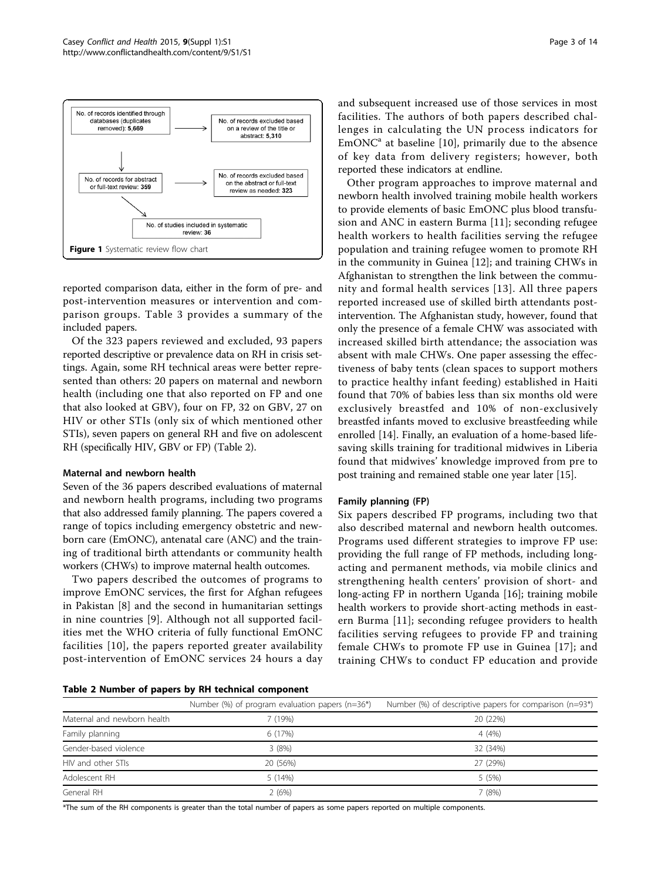No. of records identified through databases (duplicates removed): 5,669

No. of records excluded based on a review of the title or abstract: 5,310

No. of records for abstract or full-text review: 359

No. of records excluded based on the abstract or full-text review as needed: 323

No. of studies included in systematic review: 36

**Figure 1** Systematic review flow chart

reported comparison data, either in the form of pre- and post-intervention measures or intervention and comparison groups. Table 3 provides a summary of the included papers.

Of the 323 papers reviewed and excluded, 93 papers reported descriptive or prevalence data on RH in crisis settings. Again, some RH technical areas were better represented than others: 20 papers on maternal and newborn health (including one that also reported on FP and one that also looked at GBV), four on FP, 32 on GBV, 27 on HIV or other STIs (only six of which mentioned other STIs), seven papers on general RH and five on adolescent RH (specifically HIV, GBV or FP) (Table 2).

### Maternal and newborn health

Seven of the 36 papers described evaluations of maternal and newborn health programs, including two programs that also addressed family planning. The papers covered a range of topics including emergency obstetric and newborn care (EmONC), antenatal care (ANC) and the training of traditional birth attendants or community health workers (CHWs) to improve maternal health outcomes.

Two papers described the outcomes of programs to improve EmONC services, the first for Afghan refugees in Pakistan [8] and the second in humanitarian settings in nine countries [9]. Although not all supported facilities met the WHO criteria of fully functional EmONC facilities [10], the papers reported greater availability post-intervention of EmONC services 24 hours a day and subsequent increased use of those services in most facilities. The authors of both papers described challenges in calculating the UN process indicators for EmONC[a] at baseline [10], primarily due to the absence of key data from delivery registers; however, both reported these indicators at endline.

Other program approaches to improve maternal and newborn health involved training mobile health workers to provide elements of basic EmONC plus blood transfusion and ANC in eastern Burma [11]; seconding refugee health workers to health facilities serving the refugee population and training refugee women to promote RH in the community in Guinea [12]; and training CHWs in Afghanistan to strengthen the link between the community and formal health services [13]. All three papers reported increased use of skilled birth attendants post-intervention. The Afghanistan study, however, found that only the presence of a female CHW was associated with increased skilled birth attendance; the association was absent with male CHWs. One paper assessing the effectiveness of baby tents (clean spaces to support mothers to practice healthy infant feeding) established in Haiti found that 70% of babies less than six months old were exclusively breastfed and 10% of non-exclusively breastfed infants moved to exclusive breastfeeding while enrolled [14]. Finally, an evaluation of a home-based life-saving skills training for traditional midwives in Liberia found that midwives' knowledge improved from pre to post training and remained stable one year later [15].

### Family planning (FP)

Six papers described FP programs, including two that also described maternal and newborn health outcomes. Programs used different strategies to improve FP use: providing the full range of FP methods, including long-acting and permanent methods, via mobile clinics and strengthening health centers' provision of short- and long-acting FP in northern Uganda [16]; training mobile health workers to provide short-acting methods in eastern Burma [11]; seconding refugee providers to health facilities serving refugees to provide FP and training female CHWs to promote FP use in Guinea [17]; and training CHWs to conduct FP education and provide

**Table 2 Number of papers by RH technical component**

| | Number (%) of program evaluation papers (n=36*) | Number (%) of descriptive papers for comparison (n=93*) |
|---|---|---|
| Maternal and newborn health | 7 (19%) | 20 (22%) |
| Family planning | 6 (17%) | 4 (4%) |
| Gender-based violence | 3 (8%) | 32 (34%) |
| HIV and other STIs | 20 (56%) | 27 (29%) |
| Adolescent RH | 5 (14%) | 5 (5%) |
| General RH | 2 (6%) | 7 (8%) |

*The sum of the RH components is greater than the total number of papers as some papers reported on multiple components.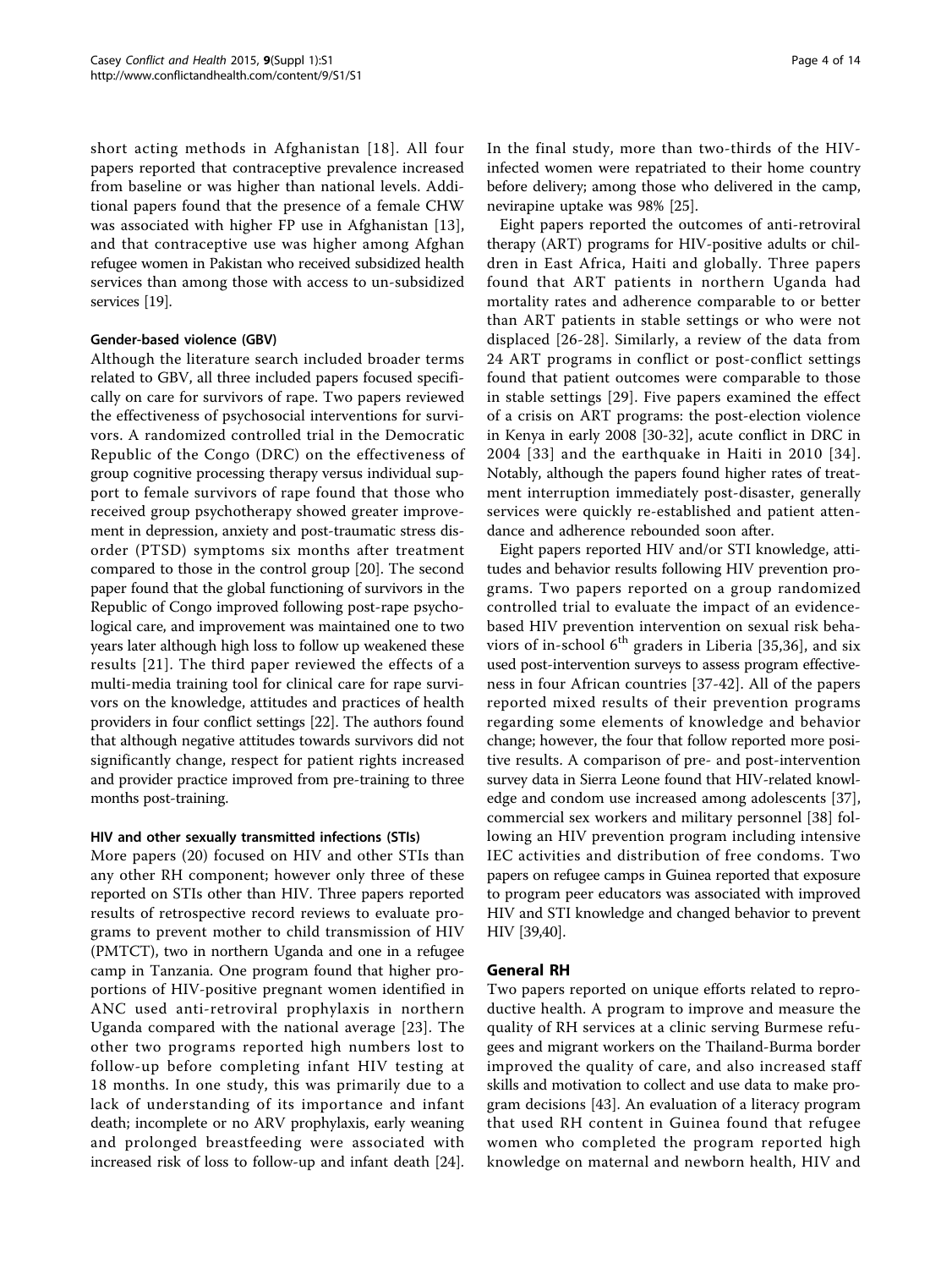short acting methods in Afghanistan [18]. All four papers reported that contraceptive prevalence increased from baseline or was higher than national levels. Additional papers found that the presence of a female CHW was associated with higher FP use in Afghanistan [13], and that contraceptive use was higher among Afghan refugee women in Pakistan who received subsidized health services than among those with access to un-subsidized services [19].

#### Gender-based violence (GBV)

Although the literature search included broader terms related to GBV, all three included papers focused specifically on care for survivors of rape. Two papers reviewed the effectiveness of psychosocial interventions for survivors. A randomized controlled trial in the Democratic Republic of the Congo (DRC) on the effectiveness of group cognitive processing therapy versus individual support to female survivors of rape found that those who received group psychotherapy showed greater improvement in depression, anxiety and post-traumatic stress disorder (PTSD) symptoms six months after treatment compared to those in the control group [20]. The second paper found that the global functioning of survivors in the Republic of Congo improved following post-rape psychological care, and improvement was maintained one to two years later although high loss to follow up weakened these results [21]. The third paper reviewed the effects of a multi-media training tool for clinical care for rape survivors on the knowledge, attitudes and practices of health providers in four conflict settings [22]. The authors found that although negative attitudes towards survivors did not significantly change, respect for patient rights increased and provider practice improved from pre-training to three months post-training.

#### HIV and other sexually transmitted infections (STIs)

More papers (20) focused on HIV and other STIs than any other RH component; however only three of these reported on STIs other than HIV. Three papers reported results of retrospective record reviews to evaluate programs to prevent mother to child transmission of HIV (PMTCT), two in northern Uganda and one in a refugee camp in Tanzania. One program found that higher proportions of HIV-positive pregnant women identified in ANC used anti-retroviral prophylaxis in northern Uganda compared with the national average [23]. The other two programs reported high numbers lost to follow-up before completing infant HIV testing at 18 months. In one study, this was primarily due to a lack of understanding of its importance and infant death; incomplete or no ARV prophylaxis, early weaning and prolonged breastfeeding were associated with increased risk of loss to follow-up and infant death [24]. In the final study, more than two-thirds of the HIV-infected women were repatriated to their home country before delivery; among those who delivered in the camp, nevirapine uptake was 98% [25].

Eight papers reported the outcomes of anti-retroviral therapy (ART) programs for HIV-positive adults or children in East Africa, Haiti and globally. Three papers found that ART patients in northern Uganda had mortality rates and adherence comparable to or better than ART patients in stable settings or who were not displaced [26-28]. Similarly, a review of the data from 24 ART programs in conflict or post-conflict settings found that patient outcomes were comparable to those in stable settings [29]. Five papers examined the effect of a crisis on ART programs: the post-election violence in Kenya in early 2008 [30-32], acute conflict in DRC in 2004 [33] and the earthquake in Haiti in 2010 [34]. Notably, although the papers found higher rates of treatment interruption immediately post-disaster, generally services were quickly re-established and patient attendance and adherence rebounded soon after.

Eight papers reported HIV and/or STI knowledge, attitudes and behavior results following HIV prevention programs. Two papers reported on a group randomized controlled trial to evaluate the impact of an evidence-based HIV prevention intervention on sexual risk behaviors of in-school 6th graders in Liberia [35,36], and six used post-intervention surveys to assess program effectiveness in four African countries [37-42]. All of the papers reported mixed results of their prevention programs regarding some elements of knowledge and behavior change; however, the four that follow reported more positive results. A comparison of pre- and post-intervention survey data in Sierra Leone found that HIV-related knowledge and condom use increased among adolescents [37], commercial sex workers and military personnel [38] following an HIV prevention program including intensive IEC activities and distribution of free condoms. Two papers on refugee camps in Guinea reported that exposure to program peer educators was associated with improved HIV and STI knowledge and changed behavior to prevent HIV [39,40].

### General RH

Two papers reported on unique efforts related to reproductive health. A program to improve and measure the quality of RH services at a clinic serving Burmese refugees and migrant workers on the Thailand-Burma border improved the quality of care, and also increased staff skills and motivation to collect and use data to make program decisions [43]. An evaluation of a literacy program that used RH content in Guinea found that refugee women who completed the program reported high knowledge on maternal and newborn health, HIV and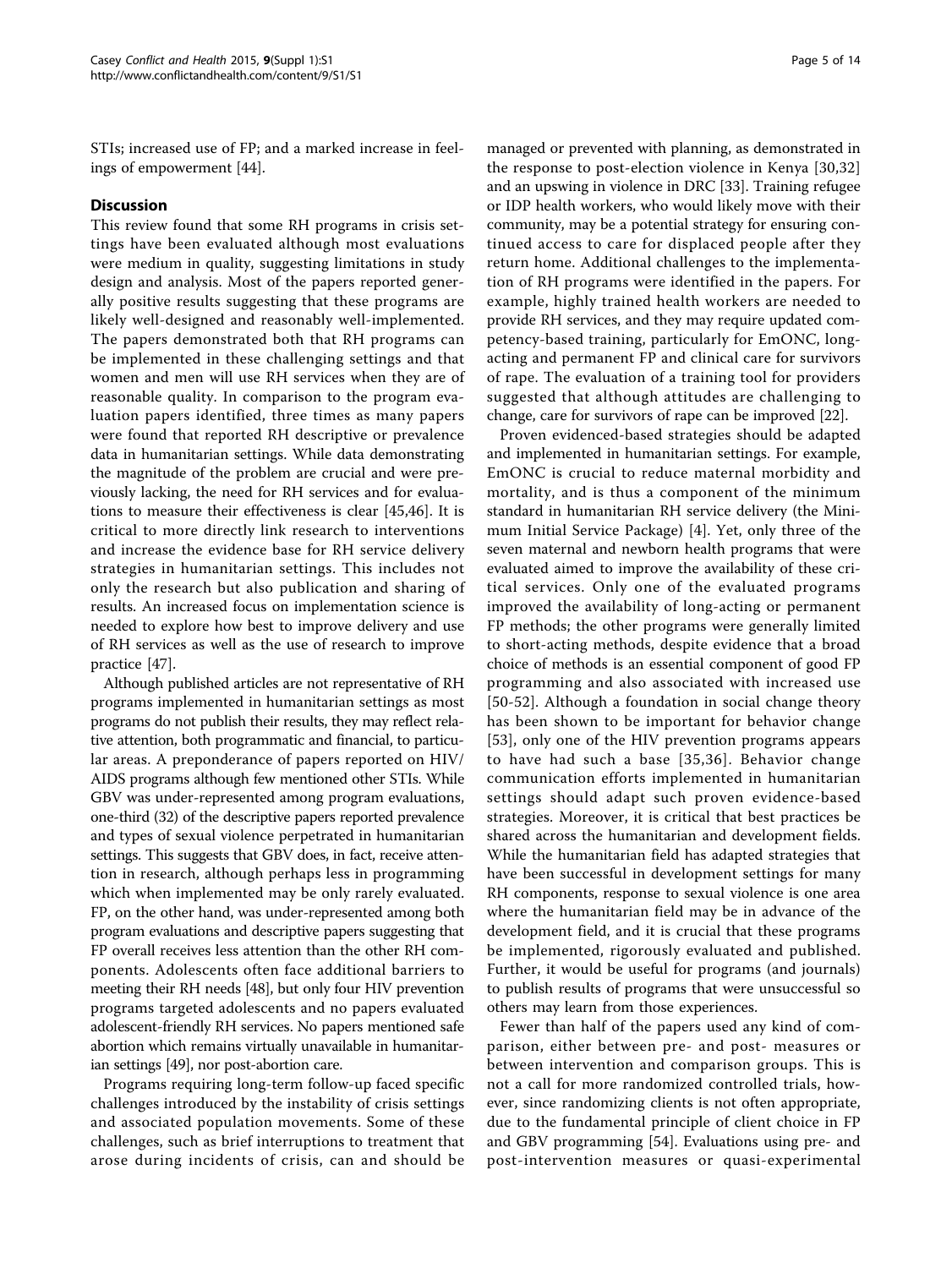STIs; increased use of FP; and a marked increase in feelings of empowerment [44].

## Discussion

This review found that some RH programs in crisis settings have been evaluated although most evaluations were medium in quality, suggesting limitations in study design and analysis. Most of the papers reported generally positive results suggesting that these programs are likely well-designed and reasonably well-implemented. The papers demonstrated both that RH programs can be implemented in these challenging settings and that women and men will use RH services when they are of reasonable quality. In comparison to the program evaluation papers identified, three times as many papers were found that reported RH descriptive or prevalence data in humanitarian settings. While data demonstrating the magnitude of the problem are crucial and were previously lacking, the need for RH services and for evaluations to measure their effectiveness is clear [45,46]. It is critical to more directly link research to interventions and increase the evidence base for RH service delivery strategies in humanitarian settings. This includes not only the research but also publication and sharing of results. An increased focus on implementation science is needed to explore how best to improve delivery and use of RH services as well as the use of research to improve practice [47].

Although published articles are not representative of RH programs implemented in humanitarian settings as most programs do not publish their results, they may reflect relative attention, both programmatic and financial, to particular areas. A preponderance of papers reported on HIV/AIDS programs although few mentioned other STIs. While GBV was under-represented among program evaluations, one-third (32) of the descriptive papers reported prevalence and types of sexual violence perpetrated in humanitarian settings. This suggests that GBV does, in fact, receive attention in research, although perhaps less in programming which when implemented may be only rarely evaluated. FP, on the other hand, was under-represented among both program evaluations and descriptive papers suggesting that FP overall receives less attention than the other RH components. Adolescents often face additional barriers to meeting their RH needs [48], but only four HIV prevention programs targeted adolescents and no papers evaluated adolescent-friendly RH services. No papers mentioned safe abortion which remains virtually unavailable in humanitarian settings [49], nor post-abortion care.

Programs requiring long-term follow-up faced specific challenges introduced by the instability of crisis settings and associated population movements. Some of these challenges, such as brief interruptions to treatment that arose during incidents of crisis, can and should be managed or prevented with planning, as demonstrated in the response to post-election violence in Kenya [30,32] and an upswing in violence in DRC [33]. Training refugee or IDP health workers, who would likely move with their community, may be a potential strategy for ensuring continued access to care for displaced people after they return home. Additional challenges to the implementation of RH programs were identified in the papers. For example, highly trained health workers are needed to provide RH services, and they may require updated competency-based training, particularly for EmONC, long-acting and permanent FP and clinical care for survivors of rape. The evaluation of a training tool for providers suggested that although attitudes are challenging to change, care for survivors of rape can be improved [22].

Proven evidenced-based strategies should be adapted and implemented in humanitarian settings. For example, EmONC is crucial to reduce maternal morbidity and mortality, and is thus a component of the minimum standard in humanitarian RH service delivery (the Minimum Initial Service Package) [4]. Yet, only three of the seven maternal and newborn health programs that were evaluated aimed to improve the availability of these critical services. Only one of the evaluated programs improved the availability of long-acting or permanent FP methods; the other programs were generally limited to short-acting methods, despite evidence that a broad choice of methods is an essential component of good FP programming and also associated with increased use [50-52]. Although a foundation in social change theory has been shown to be important for behavior change [53], only one of the HIV prevention programs appears to have had such a base [35,36]. Behavior change communication efforts implemented in humanitarian settings should adapt such proven evidence-based strategies. Moreover, it is critical that best practices be shared across the humanitarian and development fields. While the humanitarian field has adapted strategies that have been successful in development settings for many RH components, response to sexual violence is one area where the humanitarian field may be in advance of the development field, and it is crucial that these programs be implemented, rigorously evaluated and published. Further, it would be useful for programs (and journals) to publish results of programs that were unsuccessful so others may learn from those experiences.

Fewer than half of the papers used any kind of comparison, either between pre- and post- measures or between intervention and comparison groups. This is not a call for more randomized controlled trials, however, since randomizing clients is not often appropriate, due to the fundamental principle of client choice in FP and GBV programming [54]. Evaluations using pre- and post-intervention measures or quasi-experimental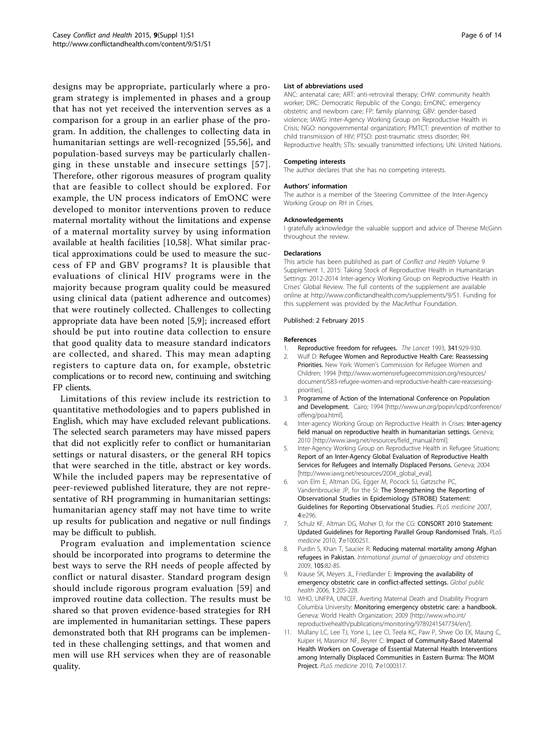designs may be appropriate, particularly where a program strategy is implemented in phases and a group that has not yet received the intervention serves as a comparison for a group in an earlier phase of the program. In addition, the challenges to collecting data in humanitarian settings are well-recognized [55,56], and population-based surveys may be particularly challenging in these unstable and insecure settings [57]. Therefore, other rigorous measures of program quality that are feasible to collect should be explored. For example, the UN process indicators of EmONC were developed to monitor interventions proven to reduce maternal mortality without the limitations and expense of a maternal mortality survey by using information available at health facilities [10,58]. What similar practical approximations could be used to measure the success of FP and GBV programs? It is plausible that evaluations of clinical HIV programs were in the majority because program quality could be measured using clinical data (patient adherence and outcomes) that were routinely collected. Challenges to collecting appropriate data have been noted [5,9]; increased effort should be put into routine data collection to ensure that good quality data to measure standard indicators are collected, and shared. This may mean adapting registers to capture data on, for example, obstetric complications or to record new, continuing and switching FP clients.

Limitations of this review include its restriction to quantitative methodologies and to papers published in English, which may have excluded relevant publications. The selected search parameters may have missed papers that did not explicitly refer to conflict or humanitarian settings or natural disasters, or the general RH topics that were searched in the title, abstract or key words. While the included papers may be representative of peer-reviewed published literature, they are not representative of RH programming in humanitarian settings: humanitarian agency staff may not have time to write up results for publication and negative or null findings may be difficult to publish.

Program evaluation and implementation science should be incorporated into programs to determine the best ways to serve the RH needs of people affected by conflict or natural disaster. Standard program design should include rigorous program evaluation [59] and improved routine data collection. The results must be shared so that proven evidence-based strategies for RH are implemented in humanitarian settings. These papers demonstrated both that RH programs can be implemented in these challenging settings, and that women and men will use RH services when they are of reasonable quality.

#### List of abbreviations used

ANC: antenatal care; ART: anti-retroviral therapy; CHW: community health worker; DRC: Democratic Republic of the Congo; EmONC: emergency obstetric and newborn care; FP: family planning; GBV: gender-based violence; IAWG: Inter-Agency Working Group on Reproductive Health in Crisis; NGO: nongovernmental organization; PMTCT: prevention of mother to child transmission of HIV; PTSD: post-traumatic stress disorder; RH: Reproductive health; STIs: sexually transmitted infections; UN: United Nations.

#### Competing interests

The author declares that she has no competing interests.

#### Authors' information

The author is a member of the Steering Committee of the Inter-Agency Working Group on RH in Crises.

#### Acknowledgements

I gratefully acknowledge the valuable support and advice of Therese McGinn throughout the review.

#### Declarations

This article has been published as part of *Conflict and Health* Volume 9 Supplement 1, 2015: Taking Stock of Reproductive Health in Humanitarian Settings: 2012-2014 Inter-agency Working Group on Reproductive Health in Crises' Global Review. The full contents of the supplement are available online at http://www.conflictandhealth.com/supplements/9/S1. Funding for this supplement was provided by the MacArthur Foundation.

Published: 2 February 2015

#### References

1. **Reproductive freedom for refugees.** *The Lancet* 1993, **341**:929-930.
2. Wulf D: **Refugee Women and Reproductive Health Care: Reassessing Priorities.** New York: Women's Commission for Refugee Women and Children; 1994 [http://www.womensrefugeecommission.org/resources/document/583-refugee-women-and-reproductive-health-care-reassessing-priorities].
3. **Programme of Action of the International Conference on Population and Development.** Cairo; 1994 [http://www.un.org/popin/icpd/conference/offeng/poa.html].
4. Inter-agency Working Group on Reproductive Health in Crises: **Inter-agency field manual on reproductive health in humanitarian settings.** Geneva; 2010 [http://www.iawg.net/resources/field_manual.html].
5. Inter-Agency Working Group on Reproductive Health in Refugee Situations: **Report of an Inter-Agency Global Evaluation of Reproductive Health Services for Refugees and Internally Displaced Persons.** Geneva; 2004 [http://www.iawg.net/resources/2004_global_eval].
6. von Elm E, Altman DG, Egger M, Pocock SJ, Gøtzsche PC, Vandenbroucke JP, for the SI: **The Strengthening the Reporting of Observational Studies in Epidemiology (STROBE) Statement: Guidelines for Reporting Observational Studies.** *PLoS medicine* 2007, **4**:e296.
7. Schulz KF, Altman DG, Moher D, for the CG: **CONSORT 2010 Statement: Updated Guidelines for Reporting Parallel Group Randomised Trials.** *PLoS medicine* 2010, **7**:e1000251.
8. Purdin S, Khan T, Saucier R: **Reducing maternal mortality among Afghan refugees in Pakistan.** *International journal of gynaecology and obstetrics* 2009, **105**:82-85.
9. Krause SK, Meyers JL, Friedlander E: **Improving the availability of emergency obstetric care in conflict-affected settings.** *Global public health* 2006, **1**:205-228.
10. WHO, UNFPA, UNICEF, Averting Maternal Death and Disability Program Columbia University: **Monitoring emergency obstetric care: a handbook.** Geneva: World Health Organization; 2009 [http://www.who.int/reproductivehealth/publications/monitoring/9789241547734/en/].
11. Mullany LC, Lee TJ, Yone L, Lee CI, Teela KC, Paw P, Shwe Oo EK, Maung C, Kuiper H, Masenior NF, Beyrer C: **Impact of Community-Based Maternal Health Workers on Coverage of Essential Maternal Health Interventions among Internally Displaced Communities in Eastern Burma: The MOM Project.** *PLoS medicine* 2010, **7**:e1000317.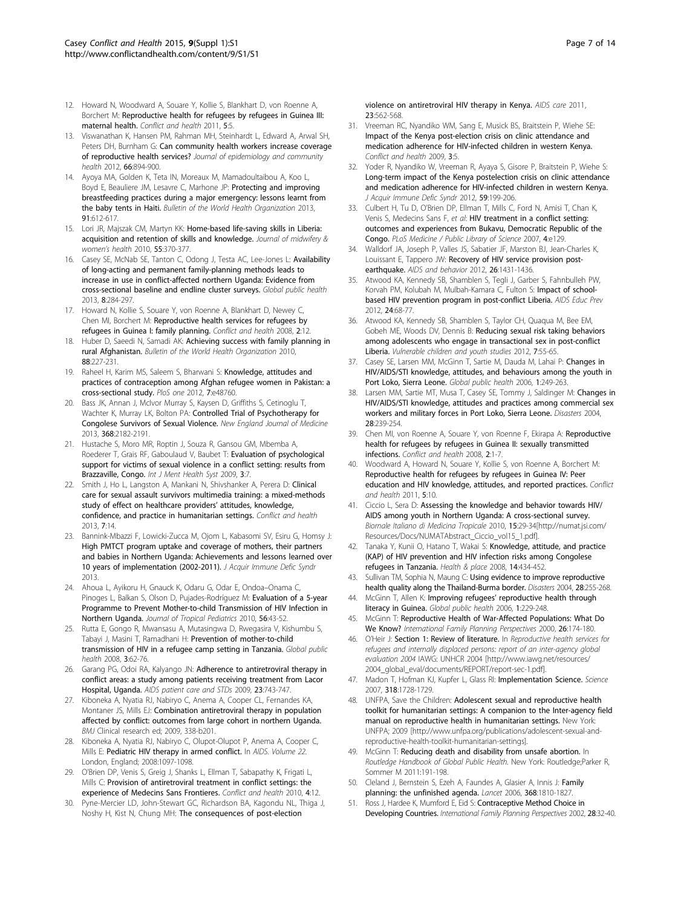12. Howard N, Woodward A, Souare Y, Kollie S, Blankhart D, von Roenne A, Borchert M: **Reproductive health for refugees by refugees in Guinea III: maternal health.** *Conflict and health* 2011, **5**:5.
13. Viswanathan K, Hansen PM, Rahman MH, Steinhardt L, Edward A, Arwal SH, Peters DH, Burnham G: **Can community health workers increase coverage of reproductive health services?** *Journal of epidemiology and community health* 2012, **66**:894-900.
14. Ayoya MA, Golden K, Teta IN, Moreaux M, Mamadoultaibou A, Koo L, Boyd E, Beauliere JM, Lesavre C, Marhone JP: **Protecting and improving breastfeeding practices during a major emergency: lessons learnt from the baby tents in Haiti.** *Bulletin of the World Health Organization* 2013, **91**:612-617.
15. Lori JR, Majszak CM, Martyn KK: **Home-based life-saving skills in Liberia: acquisition and retention of skills and knowledge.** *Journal of midwifery & women's health* 2010, **55**:370-377.
16. Casey SE, McNab SE, Tanton C, Odong J, Testa AC, Lee-Jones L: **Availability of long-acting and permanent family-planning methods leads to increase in use in conflict-affected northern Uganda: Evidence from cross-sectional baseline and endline cluster surveys.** *Global public health* 2013, **8**:284-297.
17. Howard N, Kollie S, Souare Y, von Roenne A, Blankhart D, Newey C, Chen MI, Borchert M: **Reproductive health services for refugees by refugees in Guinea I: family planning.** *Conflict and health* 2008, **2**:12.
18. Huber D, Saeedi N, Samadi AK: **Achieving success with family planning in rural Afghanistan.** *Bulletin of the World Health Organization* 2010, **88**:227-231.
19. Raheel H, Karim MS, Saleem S, Bharwani S: **Knowledge, attitudes and practices of contraception among Afghan refugee women in Pakistan: a cross-sectional study.** *PloS one* 2012, **7**:e48760.
20. Bass JK, Annan J, McIvor Murray S, Kaysen D, Griffiths S, Cetinoglu T, Wachter K, Murray LK, Bolton PA: **Controlled Trial of Psychotherapy for Congolese Survivors of Sexual Violence.** *New England Journal of Medicine* 2013, **368**:2182-2191.
21. Hustache S, Moro MR, Roptin J, Souza R, Gansou GM, Mbemba A, Roederer T, Grais RF, Gaboulaud V, Baubet T: **Evaluation of psychological support for victims of sexual violence in a conflict setting: results from Brazzaville, Congo.** *Int J Ment Health Syst* 2009, **3**:7.
22. Smith J, Ho L, Langston A, Mankani N, Shivshanker A, Perera D: **Clinical care for sexual assault survivors multimedia training: a mixed-methods study of effect on healthcare providers' attitudes, knowledge, confidence, and practice in humanitarian settings.** *Conflict and health* 2013, **7**:14.
23. Bannink-Mbazzi F, Lowicki-Zucca M, Ojom L, Kabasomi SV, Esiru G, Homsy J: **High PMTCT program uptake and coverage of mothers, their partners and babies in Northern Uganda: Achievements and lessons learned over 10 years of implementation (2002-2011).** *J Acquir Immune Defic Syndr* 2013.
24. Ahoua L, Ayikoru H, Gnauck K, Odaru G, Odar E, Ondoa–Onama C, Pinoges L, Balkan S, Olson D, Pujades-Rodríguez M: **Evaluation of a 5-year Programme to Prevent Mother-to-child Transmission of HIV Infection in Northern Uganda.** *Journal of Tropical Pediatrics* 2010, **56**:43-52.
25. Rutta E, Gongo R, Mwansasu A, Mutasingwa D, Rwegasira V, Kishumbu S, Tabayi J, Masini T, Ramadhani H: **Prevention of mother-to-child transmission of HIV in a refugee camp setting in Tanzania.** *Global public health* 2008, **3**:62-76.
26. Garang PG, Odoi RA, Kalyango JN: **Adherence to antiretroviral therapy in conflict areas: a study among patients receiving treatment from Lacor Hospital, Uganda.** *AIDS patient care and STDs* 2009, **23**:743-747.
27. Kiboneka A, Nyatia RJ, Nabiryo C, Anema A, Cooper CL, Fernandes KA, Montaner JS, Mills EJ: **Combination antiretroviral therapy in population affected by conflict: outcomes from large cohort in northern Uganda.** *BMJ* Clinical research ed; 2009, 338-b201.
28. Kiboneka A, Nyatia RJ, Nabiryo C, Olupot-Olupot P, Anema A, Cooper C, Mills E: **Pediatric HIV therapy in armed conflict.** In *AIDS. Volume 22.* London, England; 2008:1097-1098.
29. O'Brien DP, Venis S, Greig J, Shanks L, Ellman T, Sabapathy K, Frigati L, Mills C: **Provision of antiretroviral treatment in conflict settings: the experience of Medecins Sans Frontieres.** *Conflict and health* 2010, **4**:12.
30. Pyne-Mercier LD, John-Stewart GC, Richardson BA, Kagondu NL, Thiga J, Noshy H, Kist N, Chung MH: **The consequences of post-election violence on antiretroviral HIV therapy in Kenya.** *AIDS care* 2011, **23**:562-568.
31. Vreeman RC, Nyandiko WM, Sang E, Musick BS, Braitstein P, Wiehe SE: **Impact of the Kenya post-election crisis on clinic attendance and medication adherence for HIV-infected children in western Kenya.** *Conflict and health* 2009, **3**:5.
32. Yoder R, Nyandiko W, Vreeman R, Ayaya S, Gisore P, Braitstein P, Wiehe S: **Long-term impact of the Kenya postelection crisis on clinic attendance and medication adherence for HIV-infected children in western Kenya.** *J Acquir Immune Defic Syndr* 2012, **59**:199-206.
33. Culbert H, Tu D, O'Brien DP, Ellman T, Mills C, Ford N, Amisi T, Chan K, Venis S, Medecins Sans F, *et al*: **HIV treatment in a conflict setting: outcomes and experiences from Bukavu, Democratic Republic of the Congo.** *PLoS Medicine / Public Library of Science* 2007, **4**:e129.
34. Walldorf JA, Joseph P, Valles JS, Sabatier JF, Marston BJ, Jean-Charles K, Louissant E, Tappero JW: **Recovery of HIV service provision post-earthquake.** *AIDS and behavior* 2012, **26**:1431-1436.
35. Atwood KA, Kennedy SB, Shamblen S, Tegli J, Garber S, Fahnbulleh PW, Korvah PM, Kolubah M, Mulbah-Kamara C, Fulton S: **Impact of school-based HIV prevention program in post-conflict Liberia.** *AIDS Educ Prev* 2012, **24**:68-77.
36. Atwood KA, Kennedy SB, Shamblen S, Taylor CH, Quaqua M, Bee EM, Gobeh ME, Woods DV, Dennis B: **Reducing sexual risk taking behaviors among adolescents who engage in transactional sex in post-conflict Liberia.** *Vulnerable children and youth studies* 2012, **7**:55-65.
37. Casey SE, Larsen MM, McGinn T, Sartie M, Dauda M, Lahai P: **Changes in HIV/AIDS/STI knowledge, attitudes, and behaviours among the youth in Port Loko, Sierra Leone.** *Global public health* 2006, **1**:249-263.
38. Larsen MM, Sartie MT, Musa T, Casey SE, Tommy J, Saldinger M: **Changes in HIV/AIDS/STI knowledge, attitudes and practices among commercial sex workers and military forces in Port Loko, Sierra Leone.** *Disasters* 2004, **28**:239-254.
39. Chen MI, von Roenne A, Souare Y, von Roenne F, Ekirapa A: **Reproductive health for refugees by refugees in Guinea II: sexually transmitted infections.** *Conflict and health* 2008, **2**:1-7.
40. Woodward A, Howard N, Souare Y, Kollie S, von Roenne A, Borchert M: **Reproductive health for refugees by refugees in Guinea IV: Peer education and HIV knowledge, attitudes, and reported practices.** *Conflict and health* 2011, **5**:10.
41. Ciccio L, Sera D: **Assessing the knowledge and behavior towards HIV/AIDS among youth in Northern Uganda: A cross-sectional survey.** *Biornale Italiano di Medicina Tropicale* 2010, **15**:29-34[http://numat.jsi.com/Resources/Docs/NUMATAbstract_Ciccio_vol15_1.pdf].
42. Tanaka Y, Kunii O, Hatano T, Wakai S: **Knowledge, attitude, and practice (KAP) of HIV prevention and HIV infection risks among Congolese refugees in Tanzania.** *Health & place* 2008, **14**:434-452.
43. Sullivan TM, Sophia N, Maung C: **Using evidence to improve reproductive health quality along the Thailand-Burma border.** *Disasters* 2004, **28**:255-268.
44. McGinn T, Allen K: **Improving refugees' reproductive health through literacy in Guinea.** *Global public health* 2006, **1**:229-248.
45. McGinn T: **Reproductive Health of War-Affected Populations: What Do We Know?** *International Family Planning Perspectives* 2000, **26**:174-180.
46. O'Heir J: **Section 1: Review of literature.** In *Reproductive health services for refugees and internally displaced persons: report of an inter-agency global evaluation 2004* IAWG: UNHCR 2004 [http://www.iawg.net/resources/2004_global_eval/documents/REPORT/report-sec-1.pdf].
47. Madon T, Hofman KJ, Kupfer L, Glass RI: **Implementation Science.** *Science* 2007, **318**:1728-1729.
48. UNFPA, Save the Children: **Adolescent sexual and reproductive health toolkit for humanitarian settings: A companion to the Inter-agency field manual on reproductive health in humanitarian settings.** New York: UNFPA; 2009 [http://www.unfpa.org/publications/adolescent-sexual-and-reproductive-health-toolkit-humanitarian-settings].
49. McGinn T: **Reducing death and disability from unsafe abortion.** In *Routledge Handbook of Global Public Health.* New York: Routledge;Parker R, Sommer M 2011:191-198.
50. Cleland J, Bernstein S, Ezeh A, Faundes A, Glasier A, Innis J: **Family planning: the unfinished agenda.** *Lancet* 2006, **368**:1810-1827.
51. Ross J, Hardee K, Mumford E, Eid S: **Contraceptive Method Choice in Developing Countries.** *International Family Planning Perspectives* 2002, **28**:32-40.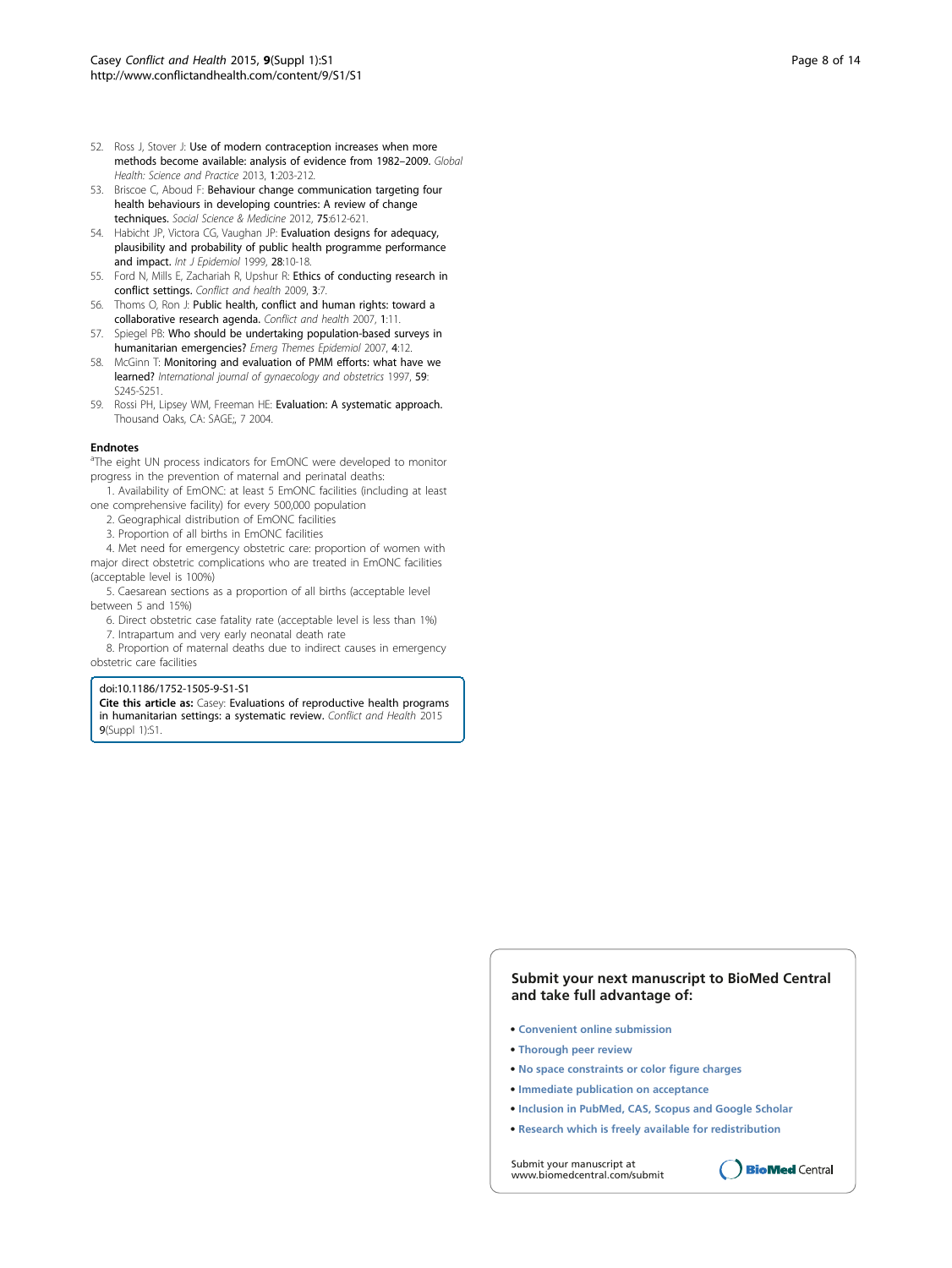52. Ross J, Stover J: **Use of modern contraception increases when more methods become available: analysis of evidence from 1982–2009.** *Global Health: Science and Practice* 2013, **1**:203-212.
53. Briscoe C, Aboud F: **Behaviour change communication targeting four health behaviours in developing countries: A review of change techniques.** *Social Science & Medicine* 2012, **75**:612-621.
54. Habicht JP, Victora CG, Vaughan JP: **Evaluation designs for adequacy, plausibility and probability of public health programme performance and impact.** *Int J Epidemiol* 1999, **28**:10-18.
55. Ford N, Mills E, Zachariah R, Upshur R: **Ethics of conducting research in conflict settings.** *Conflict and health* 2009, **3**:7.
56. Thoms O, Ron J: **Public health, conflict and human rights: toward a collaborative research agenda.** *Conflict and health* 2007, **1**:11.
57. Spiegel PB: **Who should be undertaking population-based surveys in humanitarian emergencies?** *Emerg Themes Epidemiol* 2007, **4**:12.
58. McGinn T: **Monitoring and evaluation of PMM efforts: what have we learned?** *International journal of gynaecology and obstetrics* 1997, **59**: S245-S251.
59. Rossi PH, Lipsey WM, Freeman HE: **Evaluation: A systematic approach.** Thousand Oaks, CA: SAGE;, 7 2004.

#### Endnotes

[a]The eight UN process indicators for EmONC were developed to monitor progress in the prevention of maternal and perinatal deaths:

1. Availability of EmONC: at least 5 EmONC facilities (including at least one comprehensive facility) for every 500,000 population
2. Geographical distribution of EmONC facilities
3. Proportion of all births in EmONC facilities
4. Met need for emergency obstetric care: proportion of women with major direct obstetric complications who are treated in EmONC facilities (acceptable level is 100%)
5. Caesarean sections as a proportion of all births (acceptable level between 5 and 15%)
6. Direct obstetric case fatality rate (acceptable level is less than 1%)
7. Intrapartum and very early neonatal death rate
8. Proportion of maternal deaths due to indirect causes in emergency obstetric care facilities

doi:10.1186/1752-1505-9-S1-S1

**Cite this article as:** Casey: Evaluations of reproductive health programs in humanitarian settings: a systematic review. *Conflict and Health* 2015 **9**(Suppl 1):S1.

**Submit your next manuscript to BioMed Central and take full advantage of:**

- **Convenient online submission**
- **Thorough peer review**
- **No space constraints or color figure charges**
- **Immediate publication on acceptance**
- **Inclusion in PubMed, CAS, Scopus and Google Scholar**
- **Research which is freely available for redistribution**

Submit your manuscript at www.biomedcentral.com/submit

BioMed Central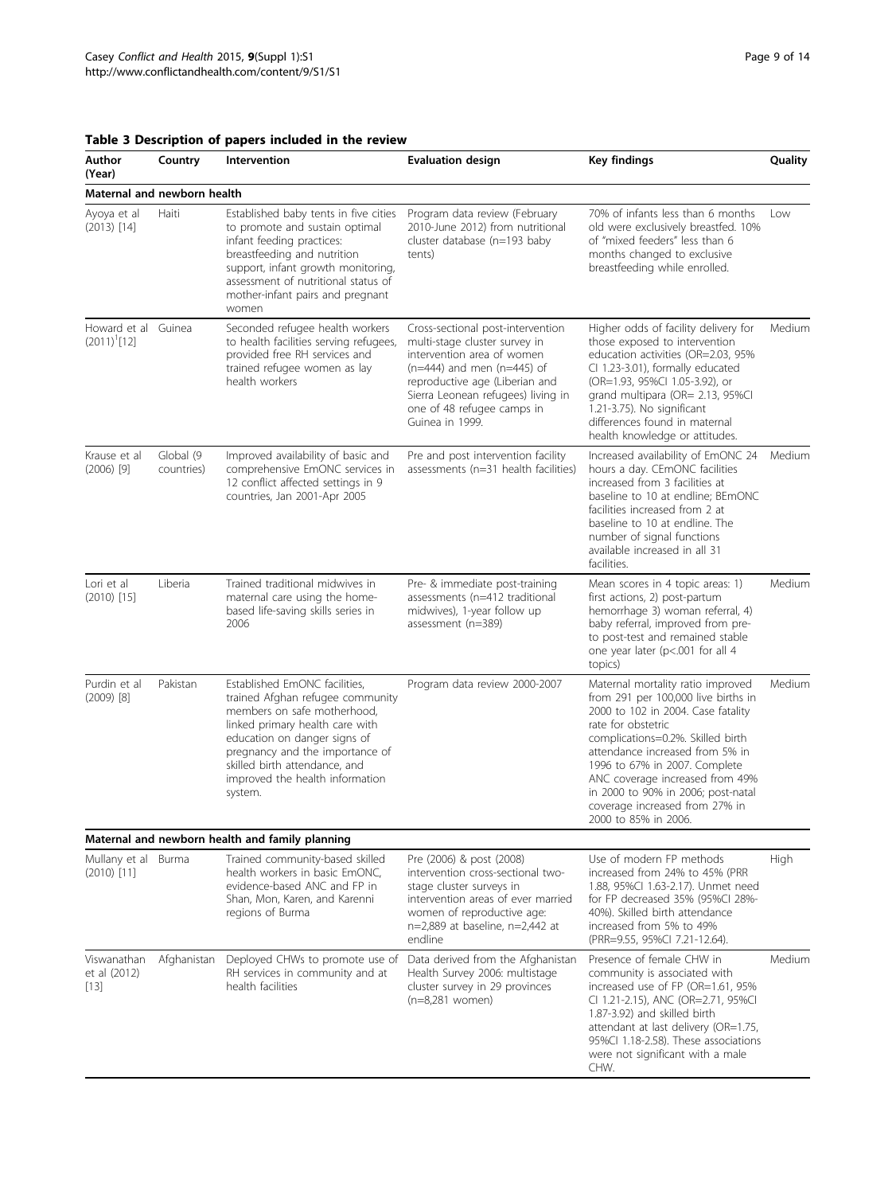**Table 3 Description of papers included in the review**

| Author (Year) | Country | Intervention | Evaluation design | Key findings | Quality |
|---|---|---|---|---|---|
| **Maternal and newborn health** | | | | | |
| Ayoya et al (2013) [14] | Haiti | Established baby tents in five cities to promote and sustain optimal infant feeding practices: breastfeeding and nutrition support, infant growth monitoring, assessment of nutritional status of mother-infant pairs and pregnant women | Program data review (February 2010-June 2012) from nutritional cluster database (n=193 baby tents) | 70% of infants less than 6 months old were exclusively breastfed. 10% of "mixed feeders" less than 6 months changed to exclusive breastfeeding while enrolled. | Low |
| Howard et al (2011)[1] [12] | Guinea | Seconded refugee health workers to health facilities serving refugees, provided free RH services and trained refugee women as lay health workers | Cross-sectional post-intervention multi-stage cluster survey in intervention area of women (n=444) and men (n=445) of reproductive age (Liberian and Sierra Leonean refugees) living in one of 48 refugee camps in Guinea in 1999. | Higher odds of facility delivery for those exposed to intervention education activities (OR=2.03, 95% CI 1.23-3.01), formally educated (OR=1.93, 95%CI 1.05-3.92), or grand multipara (OR= 2.13, 95%CI 1.21-3.75). No significant differences found in maternal health knowledge or attitudes. | Medium |
| Krause et al (2006) [9] | Global (9 countries) | Improved availability of basic and comprehensive EmONC services in 12 conflict affected settings in 9 countries, Jan 2001-Apr 2005 | Pre and post intervention facility assessments (n=31 health facilities) | Increased availability of EmONC 24 hours a day. CEmONC facilities increased from 3 facilities at baseline to 10 at endline; BEmONC facilities increased from 2 at baseline to 10 at endline. The number of signal functions available increased in all 31 facilities. | Medium |
| Lori et al (2010) [15] | Liberia | Trained traditional midwives in maternal care using the home-based life-saving skills series in 2006 | Pre- & immediate post-training assessments (n=412 traditional midwives), 1-year follow up assessment (n=389) | Mean scores in 4 topic areas: 1) first actions, 2) post-partum hemorrhage 3) woman referral, 4) baby referral, improved from pre- to post-test and remained stable one year later (p<.001 for all 4 topics) | Medium |
| Purdin et al (2009) [8] | Pakistan | Established EmONC facilities, trained Afghan refugee community members on safe motherhood, linked primary health care with education on danger signs of pregnancy and the importance of skilled birth attendance, and improved the health information system. | Program data review 2000-2007 | Maternal mortality ratio improved from 291 per 100,000 live births in 2000 to 102 in 2004. Case fatality rate for obstetric complications=0.2%. Skilled birth attendance increased from 5% in 1996 to 67% in 2007. Complete ANC coverage increased from 49% in 2000 to 90% in 2006; post-natal coverage increased from 27% in 2000 to 85% in 2006. | Medium |
| **Maternal and newborn health and family planning** | | | | | |
| Mullany et al (2010) [11] | Burma | Trained community-based skilled health workers in basic EmONC, evidence-based ANC and FP in Shan, Mon, Karen, and Karenni regions of Burma | Pre (2006) & post (2008) intervention cross-sectional two-stage cluster surveys in intervention areas of ever married women of reproductive age: n=2,889 at baseline, n=2,442 at endline | Use of modern FP methods increased from 24% to 45% (PRR 1.88, 95%CI 1.63-2.17). Unmet need for FP decreased 35% (95%CI 28%-40%). Skilled birth attendance increased from 5% to 49% (PRR=9.55, 95%CI 7.21-12.64). | High |
| Viswanathan et al (2012) [13] | Afghanistan | Deployed CHWs to promote use of RH services in community and at health facilities | Data derived from the Afghanistan Health Survey 2006: multistage cluster survey in 29 provinces (n=8,281 women) | Presence of female CHW in community is associated with increased use of FP (OR=1.61, 95% CI 1.21-2.15), ANC (OR=2.71, 95%CI 1.87-3.92) and skilled birth attendant at last delivery (OR=1.75, 95%CI 1.18-2.58). These associations were not significant with a male CHW. | Medium |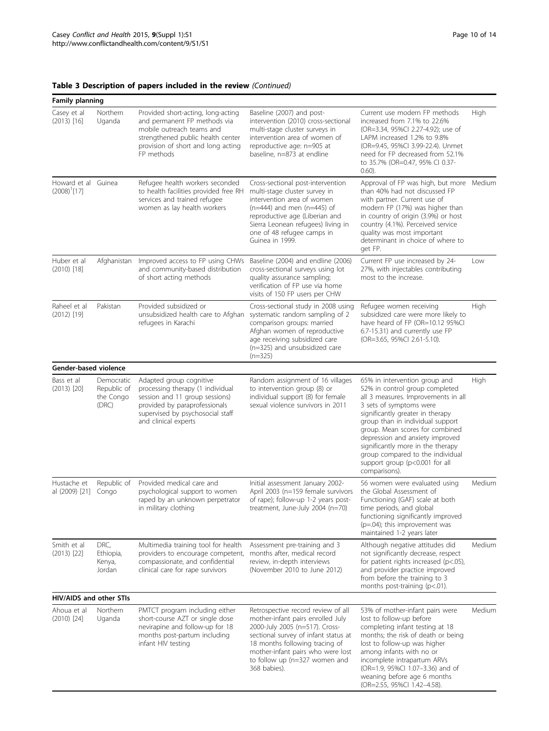**Table 3 Description of papers included in the review** *(Continued)*

| | | | | | |
|---|---|---|---|---|---|
| **Family planning** | | | | | |
| Casey et al (2013) [16] | Northern Uganda | Provided short-acting, long-acting and permanent FP methods via mobile outreach teams and strengthened public health center provision of short and long acting FP methods | Baseline (2007) and post-intervention (2010) cross-sectional multi-stage cluster surveys in intervention area of women of reproductive age: n=905 at baseline, n=873 at endline | Current use modern FP methods increased from 7.1% to 22.6% (OR=3.34, 95%CI 2.27-4.92); use of LAPM increased 1.2% to 9.8% (OR=9.45, 95%CI 3.99-22.4). Unmet need for FP decreased from 52.1% to 35.7% (OR=0.47, 95% CI 0.37-0.60). | High |
| Howard et al (2008)[1] [17] | Guinea | Refugee health workers seconded to health facilities provided free RH services and trained refugee women as lay health workers | Cross-sectional post-intervention multi-stage cluster survey in intervention area of women (n=444) and men (n=445) of reproductive age (Liberian and Sierra Leonean refugees) living in one of 48 refugee camps in Guinea in 1999. | Approval of FP was high, but more than 40% had not discussed FP with partner. Current use of modern FP (17%) was higher than in country of origin (3.9%) or host country (4.1%). Perceived service quality was most important determinant in choice of where to get FP. | Medium |
| Huber et al (2010) [18] | Afghanistan | Improved access to FP using CHWs and community-based distribution of short acting methods | Baseline (2004) and endline (2006) cross-sectional surveys using lot quality assurance sampling; verification of FP use via home visits of 150 FP users per CHW | Current FP use increased by 24-27%, with injectables contributing most to the increase. | Low |
| Raheel et al (2012) [19] | Pakistan | Provided subsidized or unsubsidized health care to Afghan refugees in Karachi | Cross-sectional study in 2008 using systematic random sampling of 2 comparison groups: married Afghan women of reproductive age receiving subsidized care (n=325) and unsubsidized care (n=325) | Refugee women receiving subsidized care were more likely to have heard of FP (OR=10.12 95%CI 6.7-15.31) and currently use FP (OR=3.65, 95%CI 2.61-5.10). | High |
| **Gender-based violence** | | | | | |
| Bass et al (2013) [20] | Democratic Republic of the Congo (DRC) | Adapted group cognitive processing therapy (1 individual session and 11 group sessions) provided by paraprofessionals supervised by psychosocial staff and clinical experts | Random assignment of 16 villages to intervention group (8) or individual support (8) for female sexual violence survivors in 2011 | 65% in intervention group and 52% in control group completed all 3 measures. Improvements in all 3 sets of symptoms were significantly greater in therapy group than in individual support group. Mean scores for combined depression and anxiety improved significantly more in the therapy group compared to the individual support group (p<0.001 for all comparisons). | High |
| Hustache et al (2009) [21] | Republic of Congo | Provided medical care and psychological support to women raped by an unknown perpetrator in military clothing | Initial assessment January 2002-April 2003 (n=159 female survivors of rape); follow-up 1-2 years post-treatment, June-July 2004 (n=70) | 56 women were evaluated using the Global Assessment of Functioning (GAF) scale at both time periods, and global functioning significantly improved (p=.04); this improvement was maintained 1-2 years later | Medium |
| Smith et al (2013) [22] | DRC, Ethiopia, Kenya, Jordan | Multimedia training tool for health providers to encourage competent, compassionate, and confidential clinical care for rape survivors | Assessment pre-training and 3 months after, medical record review, in-depth interviews (November 2010 to June 2012) | Although negative attitudes did not significantly decrease, respect for patient rights increased (p<.05), and provider practice improved from before the training to 3 months post-training (p<.01). | Medium |
| **HIV/AIDS and other STIs** | | | | | |
| Ahoua et al (2010) [24] | Northern Uganda | PMTCT program including either short-course AZT or single dose nevirapine and follow-up for 18 months post-partum including infant HIV testing | Retrospective record review of all mother-infant pairs enrolled July 2000-July 2005 (n=517). Cross-sectional survey of infant status at 18 months following tracing of mother-infant pairs who were lost to follow up (n=327 women and 368 babies). | 53% of mother-infant pairs were lost to follow-up before completing infant testing at 18 months; the risk of death or being lost to follow-up was higher among infants with no or incomplete intrapartum ARVs (OR=1.9, 95%CI 1.07–3.36) and of weaning before age 6 months (OR=2.55, 95%CI 1.42–4.58). | Medium |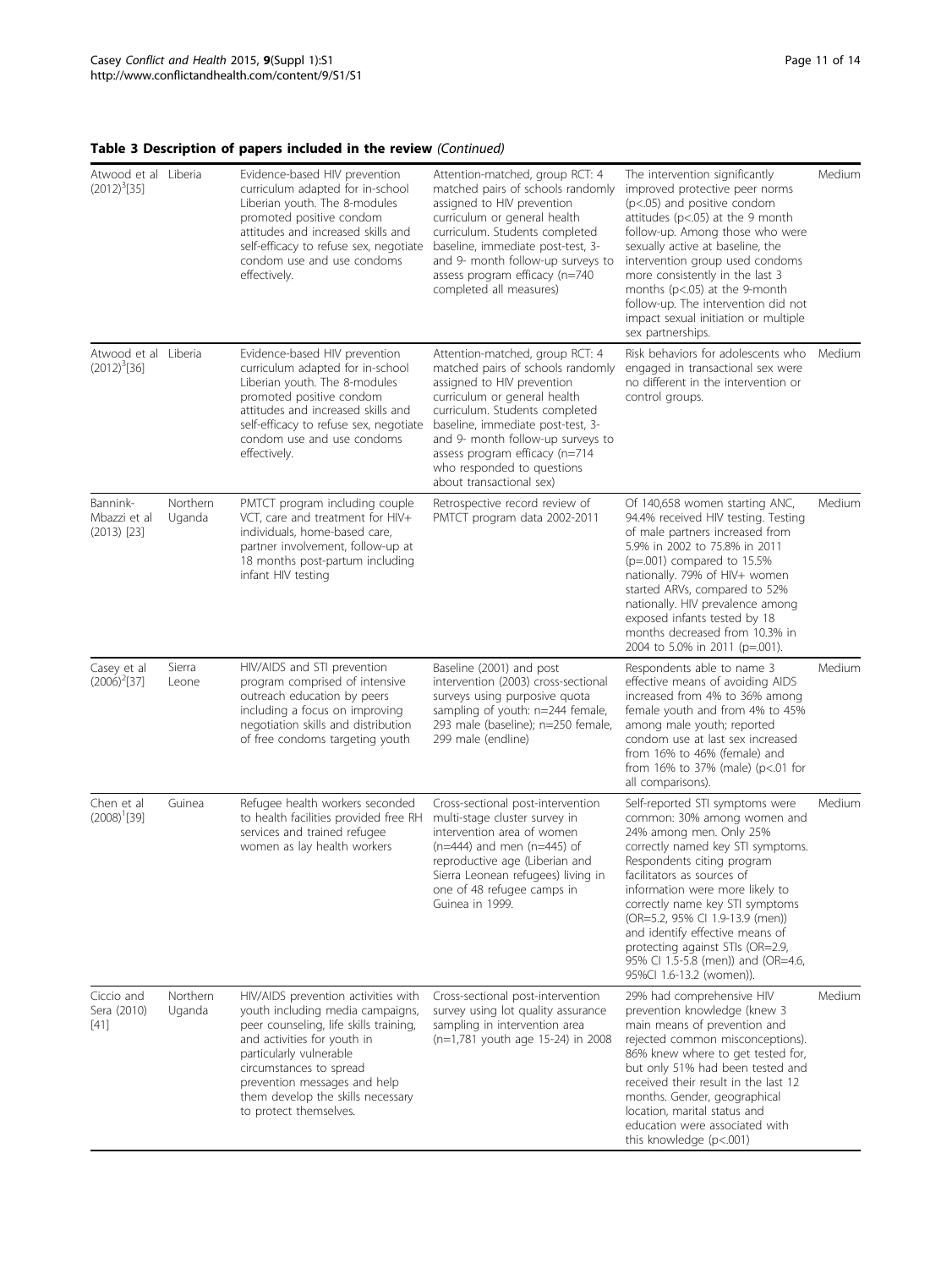**Table 3 Description of papers included in the review** *(Continued)*

| | | | | | |
|---|---|---|---|---|---|
| Atwood et al (2012)[3][35] | Liberia | Evidence-based HIV prevention curriculum adapted for in-school Liberian youth. The 8-modules promoted positive condom attitudes and increased skills and self-efficacy to refuse sex, negotiate condom use and use condoms effectively. | Attention-matched, group RCT: 4 matched pairs of schools randomly assigned to HIV prevention curriculum or general health curriculum. Students completed baseline, immediate post-test, 3- and 9- month follow-up surveys to assess program efficacy (n=740 completed all measures) | The intervention significantly improved protective peer norms (p<.05) and positive condom attitudes (p<.05) at the 9 month follow-up. Among those who were sexually active at baseline, the intervention group used condoms more consistently in the last 3 months (p<.05) at the 9-month follow-up. The intervention did not impact sexual initiation or multiple sex partnerships. | Medium |
| Atwood et al (2012)[3][36] | Liberia | Evidence-based HIV prevention curriculum adapted for in-school Liberian youth. The 8-modules promoted positive condom attitudes and increased skills and self-efficacy to refuse sex, negotiate condom use and use condoms effectively. | Attention-matched, group RCT: 4 matched pairs of schools randomly assigned to HIV prevention curriculum or general health curriculum. Students completed baseline, immediate post-test, 3- and 9- month follow-up surveys to assess program efficacy (n=714 who responded to questions about transactional sex) | Risk behaviors for adolescents who engaged in transactional sex were no different in the intervention or control groups. | Medium |
| Bannink-Mbazzi et al (2013) [23] | Northern Uganda | PMTCT program including couple VCT, care and treatment for HIV+ individuals, home-based care, partner involvement, follow-up at 18 months post-partum including infant HIV testing | Retrospective record review of PMTCT program data 2002-2011 | Of 140,658 women starting ANC, 94.4% received HIV testing. Testing of male partners increased from 5.9% in 2002 to 75.8% in 2011 (p=.001) compared to 15.5% nationally. 79% of HIV+ women started ARVs, compared to 52% nationally. HIV prevalence among exposed infants tested by 18 months decreased from 10.3% in 2004 to 5.0% in 2011 (p=.001). | Medium |
| Casey et al (2006)[2][37] | Sierra Leone | HIV/AIDS and STI prevention program comprised of intensive outreach education by peers including a focus on improving negotiation skills and distribution of free condoms targeting youth | Baseline (2001) and post intervention (2003) cross-sectional surveys using purposive quota sampling of youth: n=244 female, 293 male (baseline); n=250 female, 299 male (endline) | Respondents able to name 3 effective means of avoiding AIDS increased from 4% to 36% among female youth and from 4% to 45% among male youth; reported condom use at last sex increased from 16% to 46% (female) and from 16% to 37% (male) (p<.01 for all comparisons). | Medium |
| Chen et al (2008)[1][39] | Guinea | Refugee health workers seconded to health facilities provided free RH services and trained refugee women as lay health workers | Cross-sectional post-intervention multi-stage cluster survey in intervention area of women (n=444) and men (n=445) of reproductive age (Liberian and Sierra Leonean refugees) living in one of 48 refugee camps in Guinea in 1999. | Self-reported STI symptoms were common: 30% among women and 24% among men. Only 25% correctly named key STI symptoms. Respondents citing program facilitators as sources of information were more likely to correctly name key STI symptoms (OR=5.2, 95% CI 1.9-13.9 (men)) and identify effective means of protecting against STIs (OR=2.9, 95% CI 1.5-5.8 (men)) and (OR=4.6, 95%CI 1.6-13.2 (women)). | Medium |
| Ciccio and Sera (2010) [41] | Northern Uganda | HIV/AIDS prevention activities with youth including media campaigns, peer counseling, life skills training, and activities for youth in particularly vulnerable circumstances to spread prevention messages and help them develop the skills necessary to protect themselves. | Cross-sectional post-intervention survey using lot quality assurance sampling in intervention area (n=1,781 youth age 15-24) in 2008 | 29% had comprehensive HIV prevention knowledge (knew 3 main means of prevention and rejected common misconceptions). 86% knew where to get tested for, but only 51% had been tested and received their result in the last 12 months. Gender, geographical location, marital status and education were associated with this knowledge (p<.001) | Medium |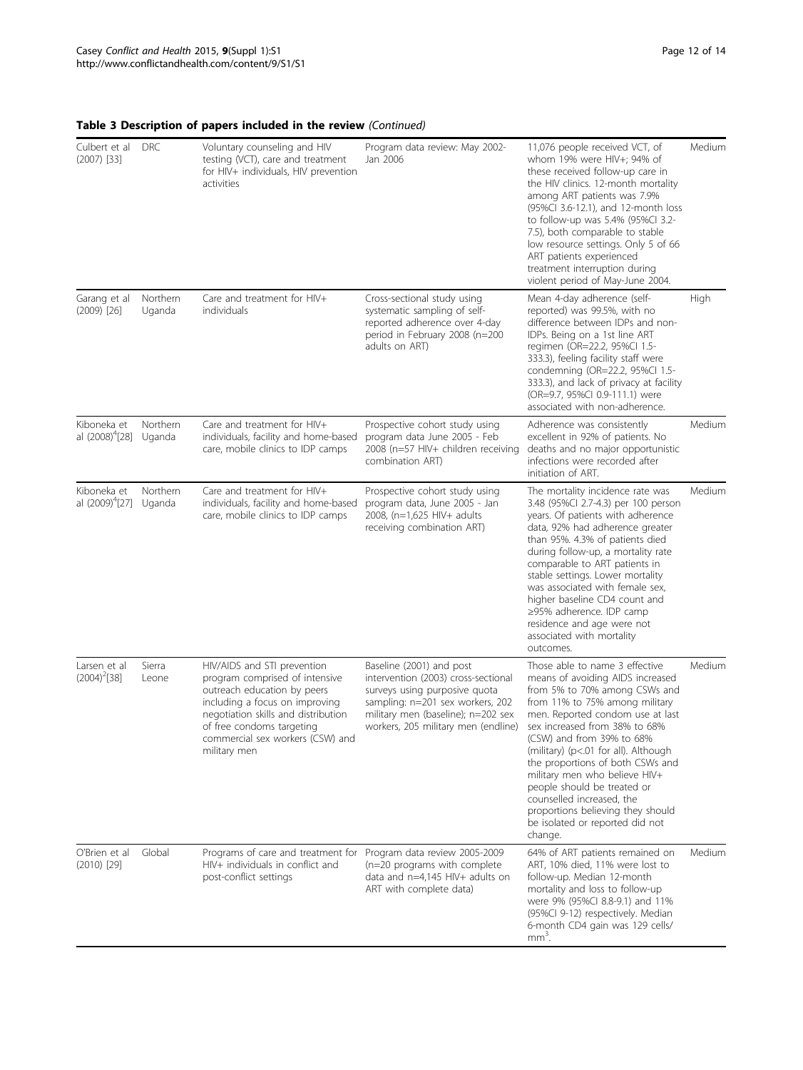**Table 3 Description of papers included in the review** *(Continued)*

| | | | | | |
|---|---|---|---|---|---|
| Culbert et al (2007) [33] | DRC | Voluntary counseling and HIV testing (VCT), care and treatment for HIV+ individuals, HIV prevention activities | Program data review: May 2002-Jan 2006 | 11,076 people received VCT, of whom 19% were HIV+; 94% of these received follow-up care in the HIV clinics. 12-month mortality among ART patients was 7.9% (95%CI 3.6-12.1), and 12-month loss to follow-up was 5.4% (95%CI 3.2-7.5), both comparable to stable low resource settings. Only 5 of 66 ART patients experienced treatment interruption during violent period of May-June 2004. | Medium |
| Garang et al (2009) [26] | Northern Uganda | Care and treatment for HIV+ individuals | Cross-sectional study using systematic sampling of self-reported adherence over 4-day period in February 2008 (n=200 adults on ART) | Mean 4-day adherence (self-reported) was 99.5%, with no difference between IDPs and non-IDPs. Being on a 1st line ART regimen (OR=22.2, 95%CI 1.5-333.3), feeling facility staff were condemning (OR=22.2, 95%CI 1.5-333.3), and lack of privacy at facility (OR=9.7, 95%CI 0.9-111.1) were associated with non-adherence. | High |
| Kiboneka et al (2008)[4][28] | Northern Uganda | Care and treatment for HIV+ individuals, facility and home-based care, mobile clinics to IDP camps | Prospective cohort study using program data June 2005 - Feb 2008 (n=57 HIV+ children receiving combination ART) | Adherence was consistently excellent in 92% of patients. No deaths and no major opportunistic infections were recorded after initiation of ART. | Medium |
| Kiboneka et al (2009)[4][27] | Northern Uganda | Care and treatment for HIV+ individuals, facility and home-based care, mobile clinics to IDP camps | Prospective cohort study using program data, June 2005 - Jan 2008, (n=1,625 HIV+ adults receiving combination ART) | The mortality incidence rate was 3.48 (95%CI 2.7-4.3) per 100 person years. Of patients with adherence data, 92% had adherence greater than 95%. 4.3% of patients died during follow-up, a mortality rate comparable to ART patients in stable settings. Lower mortality was associated with female sex, higher baseline CD4 count and ≥95% adherence. IDP camp residence and age were not associated with mortality outcomes. | Medium |
| Larsen et al (2004)[2][38] | Sierra Leone | HIV/AIDS and STI prevention program comprised of intensive outreach education by peers including a focus on improving negotiation skills and distribution of free condoms targeting commercial sex workers (CSW) and military men | Baseline (2001) and post intervention (2003) cross-sectional surveys using purposive quota sampling: n=201 sex workers, 202 military men (baseline); n=202 sex workers, 205 military men (endline) | Those able to name 3 effective means of avoiding AIDS increased from 5% to 70% among CSWs and from 11% to 75% among military men. Reported condom use at last sex increased from 38% to 68% (CSW) and from 39% to 68% (military) ($p<.01$ for all). Although the proportions of both CSWs and military men who believe HIV+ people should be treated or counselled increased, the proportions believing they should be isolated or reported did not change. | Medium |
| O'Brien et al (2010) [29] | Global | Programs of care and treatment for HIV+ individuals in conflict and post-conflict settings | Program data review 2005-2009 (n=20 programs with complete data and n=4,145 HIV+ adults on ART with complete data) | 64% of ART patients remained on ART, 10% died, 11% were lost to follow-up. Median 12-month mortality and loss to follow-up were 9% (95%CI 8.8-9.1) and 11% (95%CI 9-12) respectively. Median 6-month CD4 gain was 129 cells/$mm^3$. | Medium |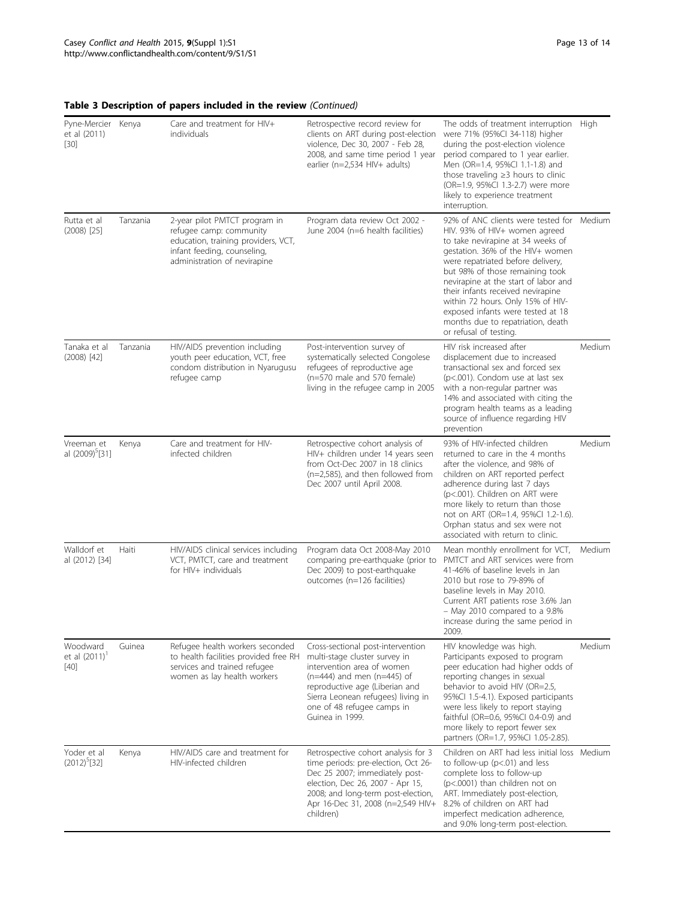**Table 3 Description of papers included in the review** *(Continued)*

| | | | | | |
|---|---|---|---|---|---|
| Pyne-Mercier et al (2011) [30] | Kenya | Care and treatment for HIV+ individuals | Retrospective record review for clients on ART during post-election violence, Dec 30, 2007 - Feb 28, 2008, and same time period 1 year earlier (n=2,534 HIV+ adults) | The odds of treatment interruption were 71% (95%CI 34-118) higher during the post-election violence period compared to 1 year earlier. Men (OR=1.4, 95%CI 1.1-1.8) and those traveling ≥3 hours to clinic (OR=1.9, 95%CI 1.3-2.7) were more likely to experience treatment interruption. | High |
| Rutta et al (2008) [25] | Tanzania | 2-year pilot PMTCT program in refugee camp: community education, training providers, VCT, infant feeding, counseling, administration of nevirapine | Program data review Oct 2002 - June 2004 (n=6 health facilities) | 92% of ANC clients were tested for HIV. 93% of HIV+ women agreed to take nevirapine at 34 weeks of gestation. 36% of the HIV+ women were repatriated before delivery, but 98% of those remaining took nevirapine at the start of labor and their infants received nevirapine within 72 hours. Only 15% of HIV-exposed infants were tested at 18 months due to repatriation, death or refusal of testing. | Medium |
| Tanaka et al (2008) [42] | Tanzania | HIV/AIDS prevention including youth peer education, VCT, free condom distribution in Nyarugusu refugee camp | Post-intervention survey of systematically selected Congolese refugees of reproductive age (n=570 male and 570 female) living in the refugee camp in 2005 | HIV risk increased after displacement due to increased transactional sex and forced sex (p<.001). Condom use at last sex with a non-regular partner was 14% and associated with citing the program health teams as a leading source of influence regarding HIV prevention | Medium |
| Vreeman et al (2009)[5][31] | Kenya | Care and treatment for HIV-infected children | Retrospective cohort analysis of HIV+ children under 14 years seen from Oct-Dec 2007 in 18 clinics (n=2,585), and then followed from Dec 2007 until April 2008. | 93% of HIV-infected children returned to care in the 4 months after the violence, and 98% of children on ART reported perfect adherence during last 7 days (p<.001). Children on ART were more likely to return than those not on ART (OR=1.4, 95%CI 1.2-1.6). Orphan status and sex were not associated with return to clinic. | Medium |
| Walldorf et al (2012) [34] | Haiti | HIV/AIDS clinical services including VCT, PMTCT, care and treatment for HIV+ individuals | Program data Oct 2008-May 2010 comparing pre-earthquake (prior to Dec 2009) to post-earthquake outcomes (n=126 facilities) | Mean monthly enrollment for VCT, PMTCT and ART services were from 41-46% of baseline levels in Jan 2010 but rose to 79-89% of baseline levels in May 2010. Current ART patients rose 3.6% Jan – May 2010 compared to a 9.8% increase during the same period in 2009. | Medium |
| Woodward et al (2011)[1] [40] | Guinea | Refugee health workers seconded to health facilities provided free RH services and trained refugee women as lay health workers | Cross-sectional post-intervention multi-stage cluster survey in intervention area of women (n=444) and men (n=445) of reproductive age (Liberian and Sierra Leonean refugees) living in one of 48 refugee camps in Guinea in 1999. | HIV knowledge was high. Participants exposed to program peer education had higher odds of reporting changes in sexual behavior to avoid HIV (OR=2.5, 95%CI 1.5-4.1). Exposed participants were less likely to report staying faithful (OR=0.6, 95%CI 0.4-0.9) and more likely to report fewer sex partners (OR=1.7, 95%CI 1.05-2.85). | Medium |
| Yoder et al (2012)[5][32] | Kenya | HIV/AIDS care and treatment for HIV-infected children | Retrospective cohort analysis for 3 time periods: pre-election, Oct 26-Dec 25 2007; immediately post-election, Dec 26, 2007 - Apr 15, 2008; and long-term post-election, Apr 16-Dec 31, 2008 (n=2,549 HIV+ children) | Children on ART had less initial loss to follow-up (p<.01) and less complete loss to follow-up (p<.0001) than children not on ART. Immediately post-election, 8.2% of children on ART had imperfect medication adherence, and 9.0% long-term post-election. | Medium |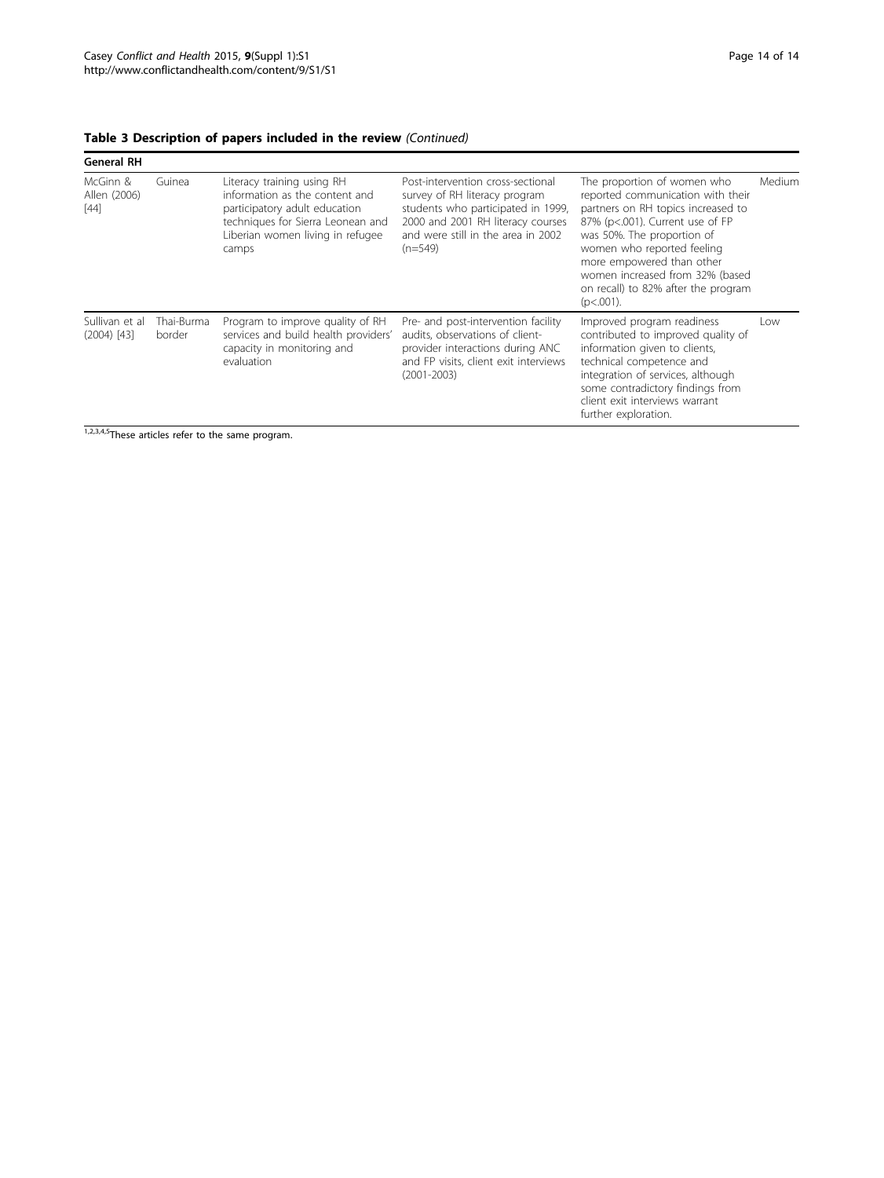**Table 3 Description of papers included in the review** *(Continued)*

| | | | | | |
|---|---|---|---|---|---|
| **General RH** | | | | | |
| McGinn & Allen (2006) [44] | Guinea | Literacy training using RH information as the content and participatory adult education techniques for Sierra Leonean and Liberian women living in refugee camps | Post-intervention cross-sectional survey of RH literacy program students who participated in 1999, 2000 and 2001 RH literacy courses and were still in the area in 2002 (n=549) | The proportion of women who reported communication with their partners on RH topics increased to 87% (p<.001). Current use of FP was 50%. The proportion of women who reported feeling more empowered than other women increased from 32% (based on recall) to 82% after the program (p<.001). | Medium |
| Sullivan et al (2004) [43] | Thai-Burma border | Program to improve quality of RH services and build health providers' capacity in monitoring and evaluation | Pre- and post-intervention facility audits, observations of client-provider interactions during ANC and FP visits, client exit interviews (2001-2003) | Improved program readiness contributed to improved quality of information given to clients, technical competence and integration of services, although some contradictory findings from client exit interviews warrant further exploration. | Low |

[1,2,3,4,5]These articles refer to the same program.